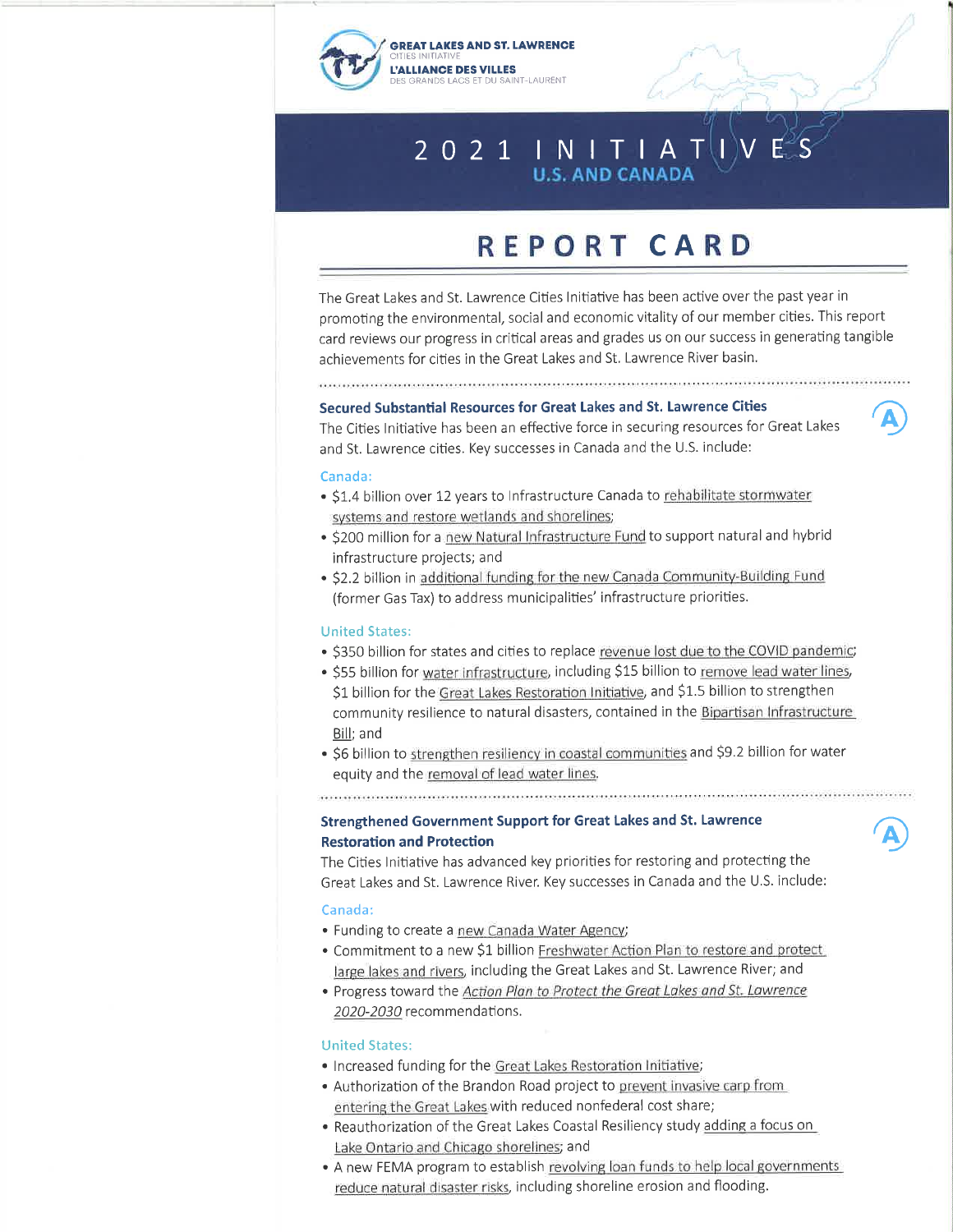GREAT LAKES AND ST. LAWRENCE
CITIES INITIATIVE
L'ALLIANCE DES VILLES
DES GRANDS LACS ET DU SAINT-LAURENT

# 2021 INITIATIVES
## U.S. AND CANADA

# REPORT CARD

The Great Lakes and St. Lawrence Cities Initiative has been active over the past year in promoting the environmental, social and economic vitality of our member cities. This report card reviews our progress in critical areas and grades us on our success in generating tangible achievements for cities in the Great Lakes and St. Lawrence River basin.

### Secured Substantial Resources for Great Lakes and St. Lawrence Cities

**A**

The Cities Initiative has been an effective force in securing resources for Great Lakes and St. Lawrence cities. Key successes in Canada and the U.S. include:

**Canada:**

- $1.4 billion over 12 years to Infrastructure Canada to rehabilitate stormwater systems and restore wetlands and shorelines;
- $200 million for a new Natural Infrastructure Fund to support natural and hybrid infrastructure projects; and
- $2.2 billion in additional funding for the new Canada Community-Building Fund (former Gas Tax) to address municipalities' infrastructure priorities.

**United States:**

- $350 billion for states and cities to replace revenue lost due to the COVID pandemic;
- $55 billion for water infrastructure, including $15 billion to remove lead water lines, $1 billion for the Great Lakes Restoration Initiative, and $1.5 billion to strengthen community resilience to natural disasters, contained in the Bipartisan Infrastructure Bill; and
- $6 billion to strengthen resiliency in coastal communities and $9.2 billion for water equity and the removal of lead water lines.

### Strengthened Government Support for Great Lakes and St. Lawrence Restoration and Protection

**A**

The Cities Initiative has advanced key priorities for restoring and protecting the Great Lakes and St. Lawrence River. Key successes in Canada and the U.S. include:

**Canada:**

- Funding to create a new Canada Water Agency;
- Commitment to a new $1 billion Freshwater Action Plan to restore and protect large lakes and rivers, including the Great Lakes and St. Lawrence River; and
- Progress toward the *Action Plan to Protect the Great Lakes and St. Lawrence 2020-2030* recommendations.

**United States:**

- Increased funding for the Great Lakes Restoration Initiative;
- Authorization of the Brandon Road project to prevent invasive carp from entering the Great Lakes with reduced nonfederal cost share;
- Reauthorization of the Great Lakes Coastal Resiliency study adding a focus on Lake Ontario and Chicago shorelines; and
- A new FEMA program to establish revolving loan funds to help local governments reduce natural disaster risks, including shoreline erosion and flooding.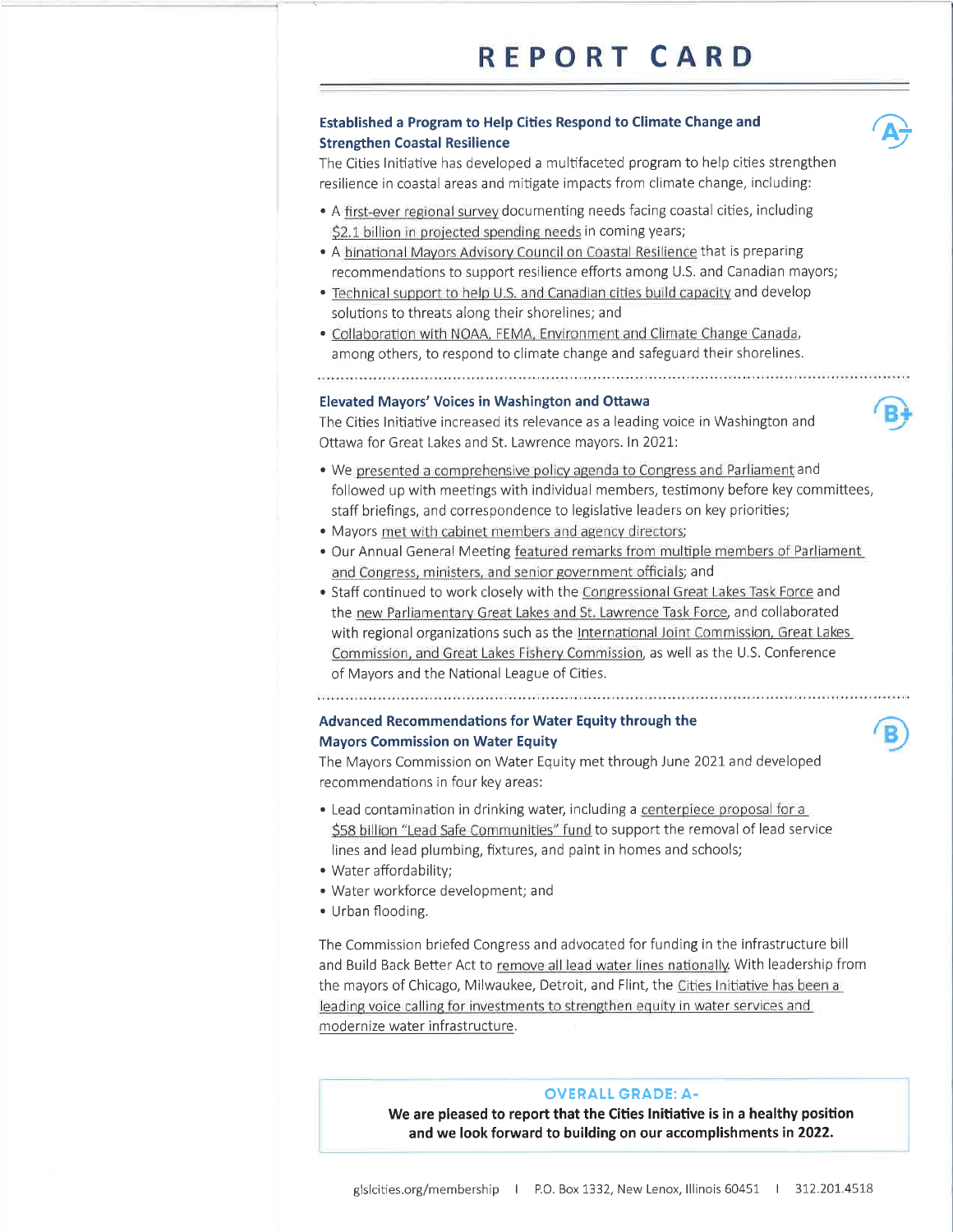# REPORT CARD

### Established a Program to Help Cities Respond to Climate Change and Strengthen Coastal Resilience

**A-**

The Cities Initiative has developed a multifaceted program to help cities strengthen resilience in coastal areas and mitigate impacts from climate change, including:

- A first-ever regional survey documenting needs facing coastal cities, including $2.1 billion in projected spending needs in coming years;
- A binational Mayors Advisory Council on Coastal Resilience that is preparing recommendations to support resilience efforts among U.S. and Canadian mayors;
- Technical support to help U.S. and Canadian cities build capacity and develop solutions to threats along their shorelines; and
- Collaboration with NOAA, FEMA, Environment and Climate Change Canada, among others, to respond to climate change and safeguard their shorelines.

### Elevated Mayors' Voices in Washington and Ottawa

**B+**

The Cities Initiative increased its relevance as a leading voice in Washington and Ottawa for Great Lakes and St. Lawrence mayors. In 2021:

- We presented a comprehensive policy agenda to Congress and Parliament and followed up with meetings with individual members, testimony before key committees, staff briefings, and correspondence to legislative leaders on key priorities;
- Mayors met with cabinet members and agency directors;
- Our Annual General Meeting featured remarks from multiple members of Parliament and Congress, ministers, and senior government officials; and
- Staff continued to work closely with the Congressional Great Lakes Task Force and the new Parliamentary Great Lakes and St. Lawrence Task Force, and collaborated with regional organizations such as the International Joint Commission, Great Lakes Commission, and Great Lakes Fishery Commission, as well as the U.S. Conference of Mayors and the National League of Cities.

### Advanced Recommendations for Water Equity through the Mayors Commission on Water Equity

**B**

The Mayors Commission on Water Equity met through June 2021 and developed recommendations in four key areas:

- Lead contamination in drinking water, including a centerpiece proposal for a $58 billion "Lead Safe Communities" fund to support the removal of lead service lines and lead plumbing, fixtures, and paint in homes and schools;
- Water affordability;
- Water workforce development; and
- Urban flooding.

The Commission briefed Congress and advocated for funding in the infrastructure bill and Build Back Better Act to remove all lead water lines nationally. With leadership from the mayors of Chicago, Milwaukee, Detroit, and Flint, the Cities Initiative has been a leading voice calling for investments to strengthen equity in water services and modernize water infrastructure.

**OVERALL GRADE: A-**

**We are pleased to report that the Cities Initiative is in a healthy position and we look forward to building on our accomplishments in 2022.**

glslcities.org/membership | P.O. Box 1332, New Lenox, Illinois 60451 | 312.201.4518